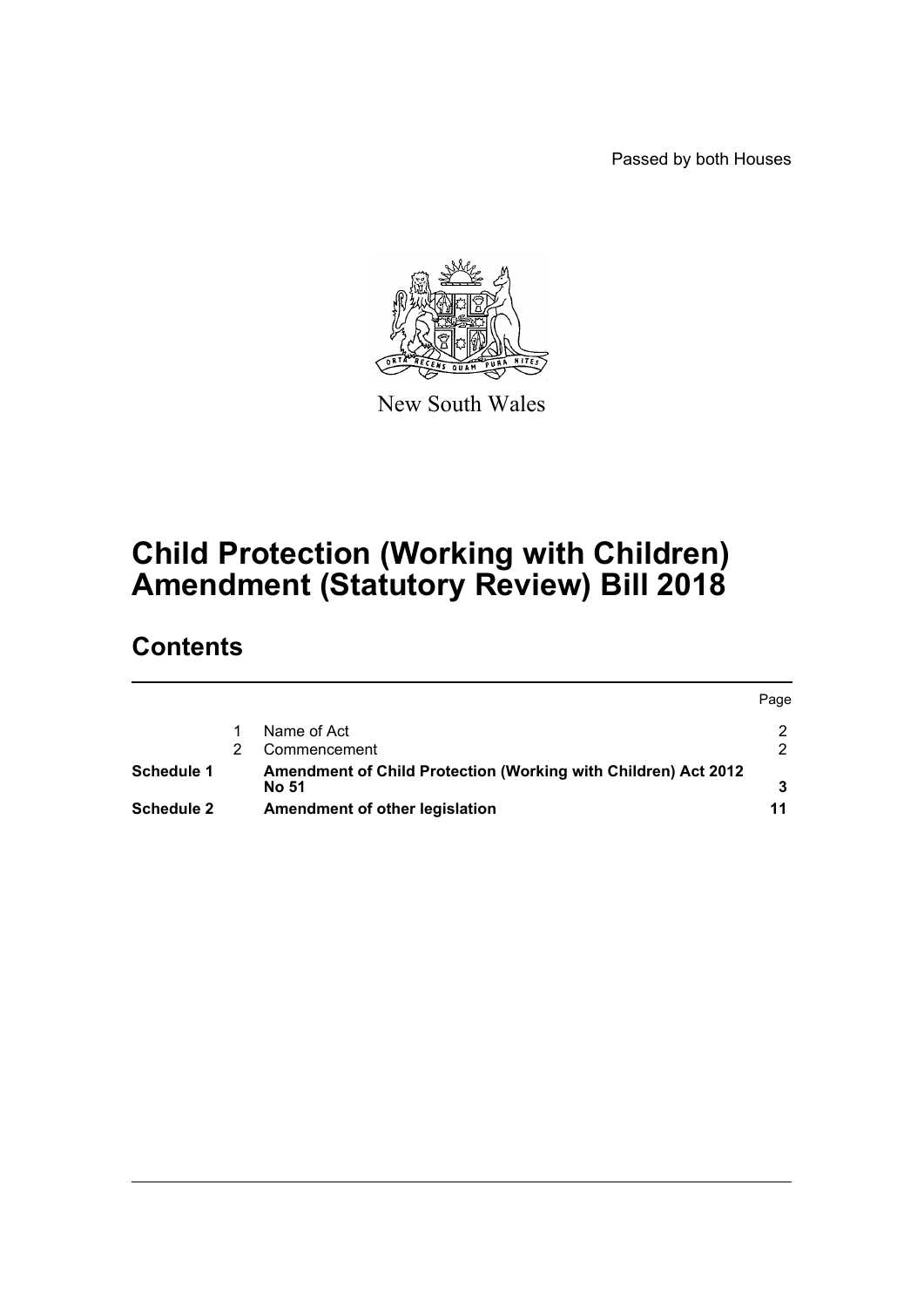Passed by both Houses

New South Wales

# Child Protection (Working with Children) Amendment (Statutory Review) Bill 2018

## Contents

| | | | Page |
|---|---|---|---|
| | 1 | Name of Act | 2 |
| | 2 | Commencement | 2 |
| **Schedule 1** | | **Amendment of Child Protection (Working with Children) Act 2012 No 51** | **3** |
| **Schedule 2** | | **Amendment of other legislation** | **11** |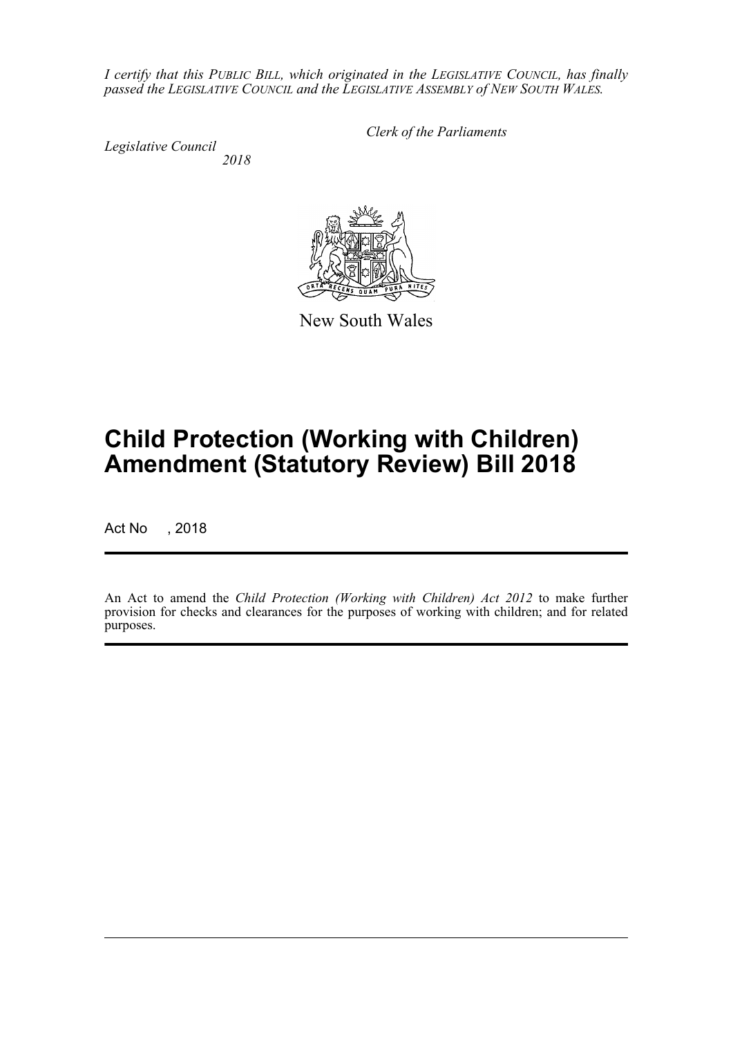*I certify that this PUBLIC BILL, which originated in the LEGISLATIVE COUNCIL, has finally passed the LEGISLATIVE COUNCIL and the LEGISLATIVE ASSEMBLY of NEW SOUTH WALES.*

*Clerk of the Parliaments*

*Legislative Council*
*2018*

New South Wales

# Child Protection (Working with Children) Amendment (Statutory Review) Bill 2018

Act No , 2018

An Act to amend the *Child Protection (Working with Children) Act 2012* to make further provision for checks and clearances for the purposes of working with children; and for related purposes.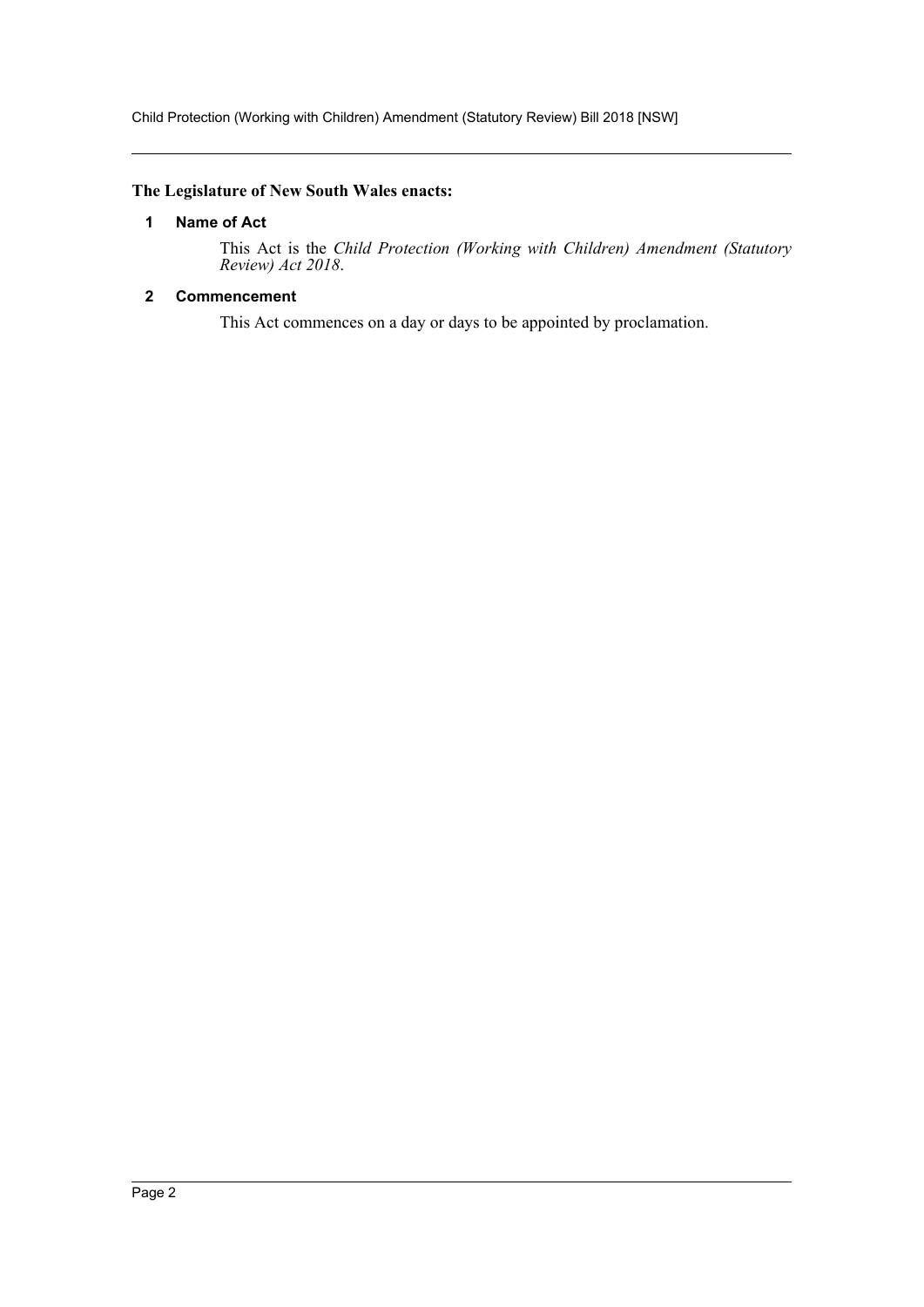**The Legislature of New South Wales enacts:**

## 1 Name of Act

This Act is the *Child Protection (Working with Children) Amendment (Statutory Review) Act 2018*.

## 2 Commencement

This Act commences on a day or days to be appointed by proclamation.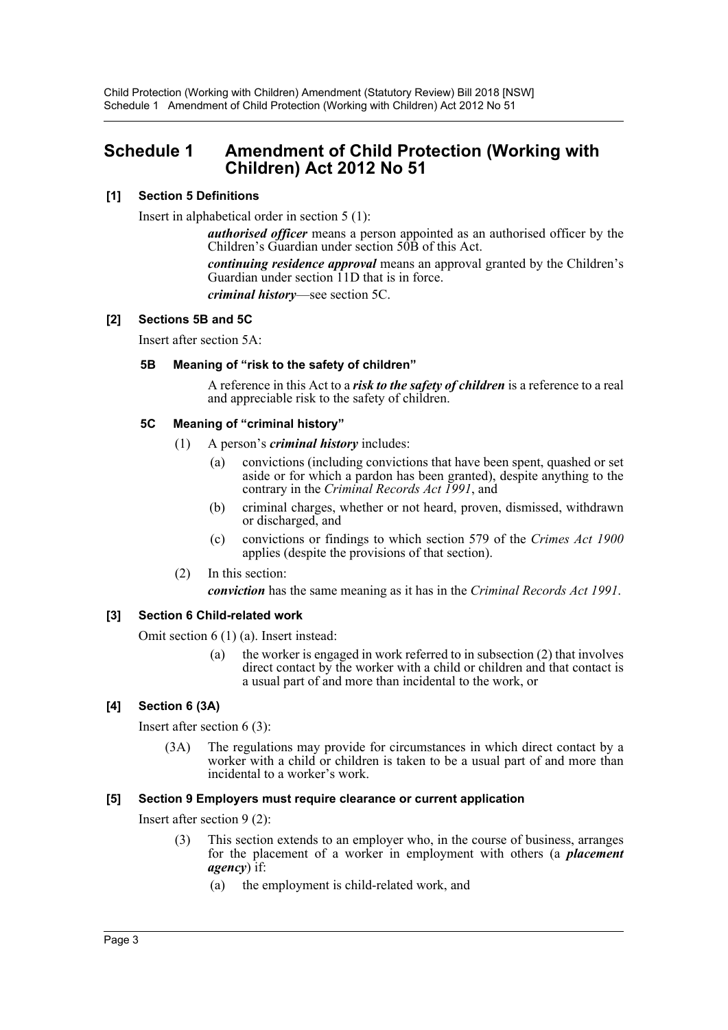# Schedule 1 Amendment of Child Protection (Working with Children) Act 2012 No 51

**[1] Section 5 Definitions**

Insert in alphabetical order in section 5 (1):

***authorised officer*** means a person appointed as an authorised officer by the Children's Guardian under section 50B of this Act.

***continuing residence approval*** means an approval granted by the Children's Guardian under section 11D that is in force.

***criminal history***—see section 5C.

**[2] Sections 5B and 5C**

Insert after section 5A:

**5B Meaning of "risk to the safety of children"**

A reference in this Act to a ***risk to the safety of children*** is a reference to a real and appreciable risk to the safety of children.

**5C Meaning of "criminal history"**

(1) A person's ***criminal history*** includes:

(a) convictions (including convictions that have been spent, quashed or set aside or for which a pardon has been granted), despite anything to the contrary in the *Criminal Records Act 1991*, and

(b) criminal charges, whether or not heard, proven, dismissed, withdrawn or discharged, and

(c) convictions or findings to which section 579 of the *Crimes Act 1900* applies (despite the provisions of that section).

(2) In this section:

***conviction*** has the same meaning as it has in the *Criminal Records Act 1991*.

**[3] Section 6 Child-related work**

Omit section 6 (1) (a). Insert instead:

(a) the worker is engaged in work referred to in subsection (2) that involves direct contact by the worker with a child or children and that contact is a usual part of and more than incidental to the work, or

**[4] Section 6 (3A)**

Insert after section 6 (3):

(3A) The regulations may provide for circumstances in which direct contact by a worker with a child or children is taken to be a usual part of and more than incidental to a worker's work.

**[5] Section 9 Employers must require clearance or current application**

Insert after section 9 (2):

(3) This section extends to an employer who, in the course of business, arranges for the placement of a worker in employment with others (a ***placement agency***) if:

(a) the employment is child-related work, and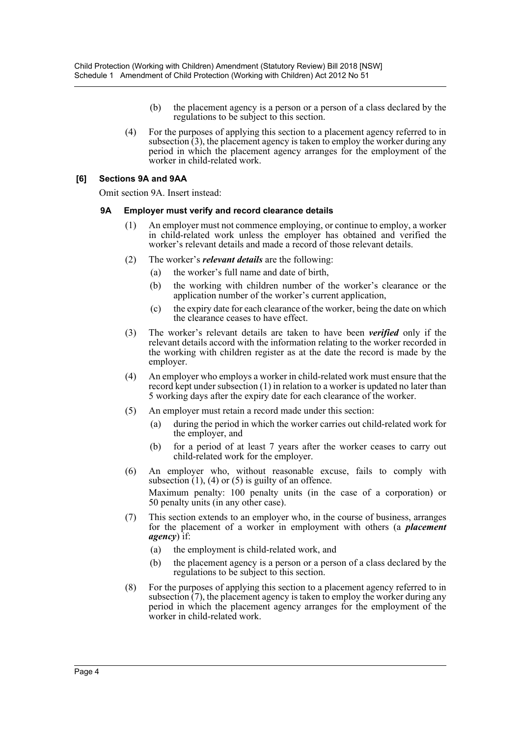(b) the placement agency is a person or a person of a class declared by the regulations to be subject to this section.

(4) For the purposes of applying this section to a placement agency referred to in subsection (3), the placement agency is taken to employ the worker during any period in which the placement agency arranges for the employment of the worker in child-related work.

**[6] Sections 9A and 9AA**

Omit section 9A. Insert instead:

**9A Employer must verify and record clearance details**

(1) An employer must not commence employing, or continue to employ, a worker in child-related work unless the employer has obtained and verified the worker's relevant details and made a record of those relevant details.

(2) The worker's ***relevant details*** are the following:

(a) the worker's full name and date of birth,

(b) the working with children number of the worker's clearance or the application number of the worker's current application,

(c) the expiry date for each clearance of the worker, being the date on which the clearance ceases to have effect.

(3) The worker's relevant details are taken to have been ***verified*** only if the relevant details accord with the information relating to the worker recorded in the working with children register as at the date the record is made by the employer.

(4) An employer who employs a worker in child-related work must ensure that the record kept under subsection (1) in relation to a worker is updated no later than 5 working days after the expiry date for each clearance of the worker.

(5) An employer must retain a record made under this section:

(a) during the period in which the worker carries out child-related work for the employer, and

(b) for a period of at least 7 years after the worker ceases to carry out child-related work for the employer.

(6) An employer who, without reasonable excuse, fails to comply with subsection (1), (4) or (5) is guilty of an offence.

Maximum penalty: 100 penalty units (in the case of a corporation) or 50 penalty units (in any other case).

(7) This section extends to an employer who, in the course of business, arranges for the placement of a worker in employment with others (a ***placement agency***) if:

(a) the employment is child-related work, and

(b) the placement agency is a person or a person of a class declared by the regulations to be subject to this section.

(8) For the purposes of applying this section to a placement agency referred to in subsection (7), the placement agency is taken to employ the worker during any period in which the placement agency arranges for the employment of the worker in child-related work.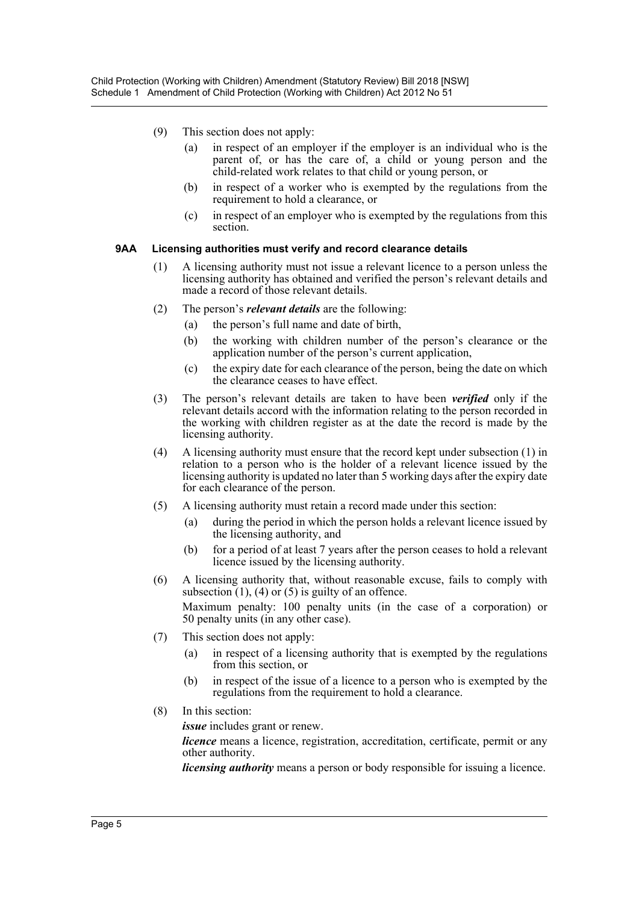(9) This section does not apply:

(a) in respect of an employer if the employer is an individual who is the parent of, or has the care of, a child or young person and the child-related work relates to that child or young person, or

(b) in respect of a worker who is exempted by the regulations from the requirement to hold a clearance, or

(c) in respect of an employer who is exempted by the regulations from this section.

#### 9AA Licensing authorities must verify and record clearance details

(1) A licensing authority must not issue a relevant licence to a person unless the licensing authority has obtained and verified the person's relevant details and made a record of those relevant details.

(2) The person's ***relevant details*** are the following:

(a) the person's full name and date of birth,

(b) the working with children number of the person's clearance or the application number of the person's current application,

(c) the expiry date for each clearance of the person, being the date on which the clearance ceases to have effect.

(3) The person's relevant details are taken to have been ***verified*** only if the relevant details accord with the information relating to the person recorded in the working with children register as at the date the record is made by the licensing authority.

(4) A licensing authority must ensure that the record kept under subsection (1) in relation to a person who is the holder of a relevant licence issued by the licensing authority is updated no later than 5 working days after the expiry date for each clearance of the person.

(5) A licensing authority must retain a record made under this section:

(a) during the period in which the person holds a relevant licence issued by the licensing authority, and

(b) for a period of at least 7 years after the person ceases to hold a relevant licence issued by the licensing authority.

(6) A licensing authority that, without reasonable excuse, fails to comply with subsection (1), (4) or (5) is guilty of an offence.

Maximum penalty: 100 penalty units (in the case of a corporation) or 50 penalty units (in any other case).

(7) This section does not apply:

(a) in respect of a licensing authority that is exempted by the regulations from this section, or

(b) in respect of the issue of a licence to a person who is exempted by the regulations from the requirement to hold a clearance.

(8) In this section:

***issue*** includes grant or renew.

***licence*** means a licence, registration, accreditation, certificate, permit or any other authority.

***licensing authority*** means a person or body responsible for issuing a licence.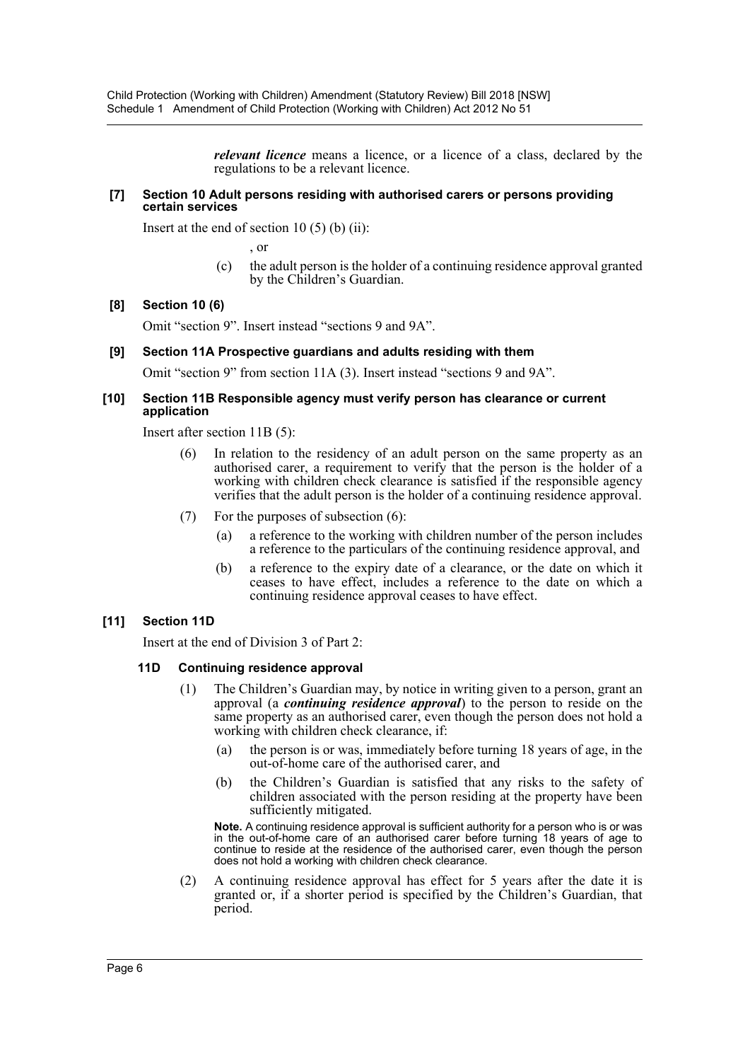***relevant licence*** means a licence, or a licence of a class, declared by the regulations to be a relevant licence.

**[7] Section 10 Adult persons residing with authorised carers or persons providing certain services**

Insert at the end of section 10 (5) (b) (ii):

, or

(c) the adult person is the holder of a continuing residence approval granted by the Children's Guardian.

**[8] Section 10 (6)**

Omit "section 9". Insert instead "sections 9 and 9A".

**[9] Section 11A Prospective guardians and adults residing with them**

Omit "section 9" from section 11A (3). Insert instead "sections 9 and 9A".

**[10] Section 11B Responsible agency must verify person has clearance or current application**

Insert after section 11B (5):

(6) In relation to the residency of an adult person on the same property as an authorised carer, a requirement to verify that the person is the holder of a working with children check clearance is satisfied if the responsible agency verifies that the adult person is the holder of a continuing residence approval.

(7) For the purposes of subsection (6):

(a) a reference to the working with children number of the person includes a reference to the particulars of the continuing residence approval, and

(b) a reference to the expiry date of a clearance, or the date on which it ceases to have effect, includes a reference to the date on which a continuing residence approval ceases to have effect.

**[11] Section 11D**

Insert at the end of Division 3 of Part 2:

**11D Continuing residence approval**

(1) The Children's Guardian may, by notice in writing given to a person, grant an approval (a ***continuing residence approval***) to the person to reside on the same property as an authorised carer, even though the person does not hold a working with children check clearance, if:

(a) the person is or was, immediately before turning 18 years of age, in the out-of-home care of the authorised carer, and

(b) the Children's Guardian is satisfied that any risks to the safety of children associated with the person residing at the property have been sufficiently mitigated.

**Note.** A continuing residence approval is sufficient authority for a person who is or was in the out-of-home care of an authorised carer before turning 18 years of age to continue to reside at the residence of the authorised carer, even though the person does not hold a working with children check clearance.

(2) A continuing residence approval has effect for 5 years after the date it is granted or, if a shorter period is specified by the Children's Guardian, that period.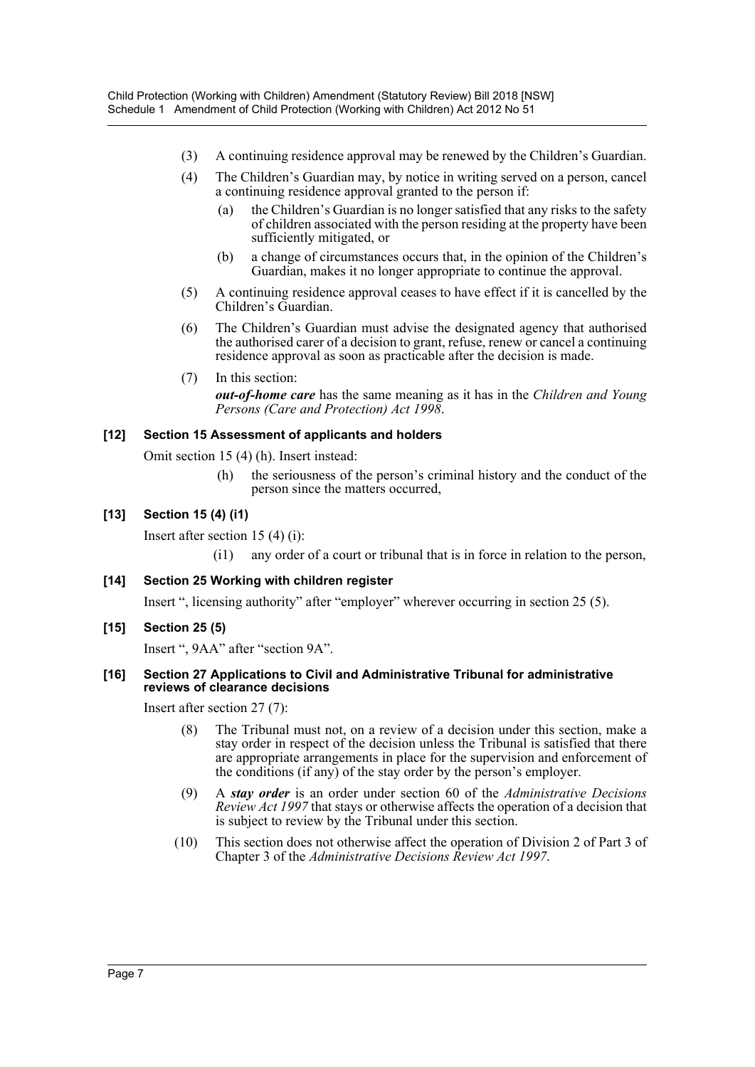(3) A continuing residence approval may be renewed by the Children's Guardian.

(4) The Children's Guardian may, by notice in writing served on a person, cancel a continuing residence approval granted to the person if:

(a) the Children's Guardian is no longer satisfied that any risks to the safety of children associated with the person residing at the property have been sufficiently mitigated, or

(b) a change of circumstances occurs that, in the opinion of the Children's Guardian, makes it no longer appropriate to continue the approval.

(5) A continuing residence approval ceases to have effect if it is cancelled by the Children's Guardian.

(6) The Children's Guardian must advise the designated agency that authorised the authorised carer of a decision to grant, refuse, renew or cancel a continuing residence approval as soon as practicable after the decision is made.

(7) In this section:

***out-of-home care*** has the same meaning as it has in the *Children and Young Persons (Care and Protection) Act 1998*.

### [12] Section 15 Assessment of applicants and holders

Omit section 15 (4) (h). Insert instead:

(h) the seriousness of the person's criminal history and the conduct of the person since the matters occurred,

### [13] Section 15 (4) (i1)

Insert after section 15 (4) (i):

(i1) any order of a court or tribunal that is in force in relation to the person,

### [14] Section 25 Working with children register

Insert ", licensing authority" after "employer" wherever occurring in section 25 (5).

### [15] Section 25 (5)

Insert ", 9AA" after "section 9A".

### [16] Section 27 Applications to Civil and Administrative Tribunal for administrative reviews of clearance decisions

Insert after section 27 (7):

(8) The Tribunal must not, on a review of a decision under this section, make a stay order in respect of the decision unless the Tribunal is satisfied that there are appropriate arrangements in place for the supervision and enforcement of the conditions (if any) of the stay order by the person's employer.

(9) A ***stay order*** is an order under section 60 of the *Administrative Decisions Review Act 1997* that stays or otherwise affects the operation of a decision that is subject to review by the Tribunal under this section.

(10) This section does not otherwise affect the operation of Division 2 of Part 3 of Chapter 3 of the *Administrative Decisions Review Act 1997*.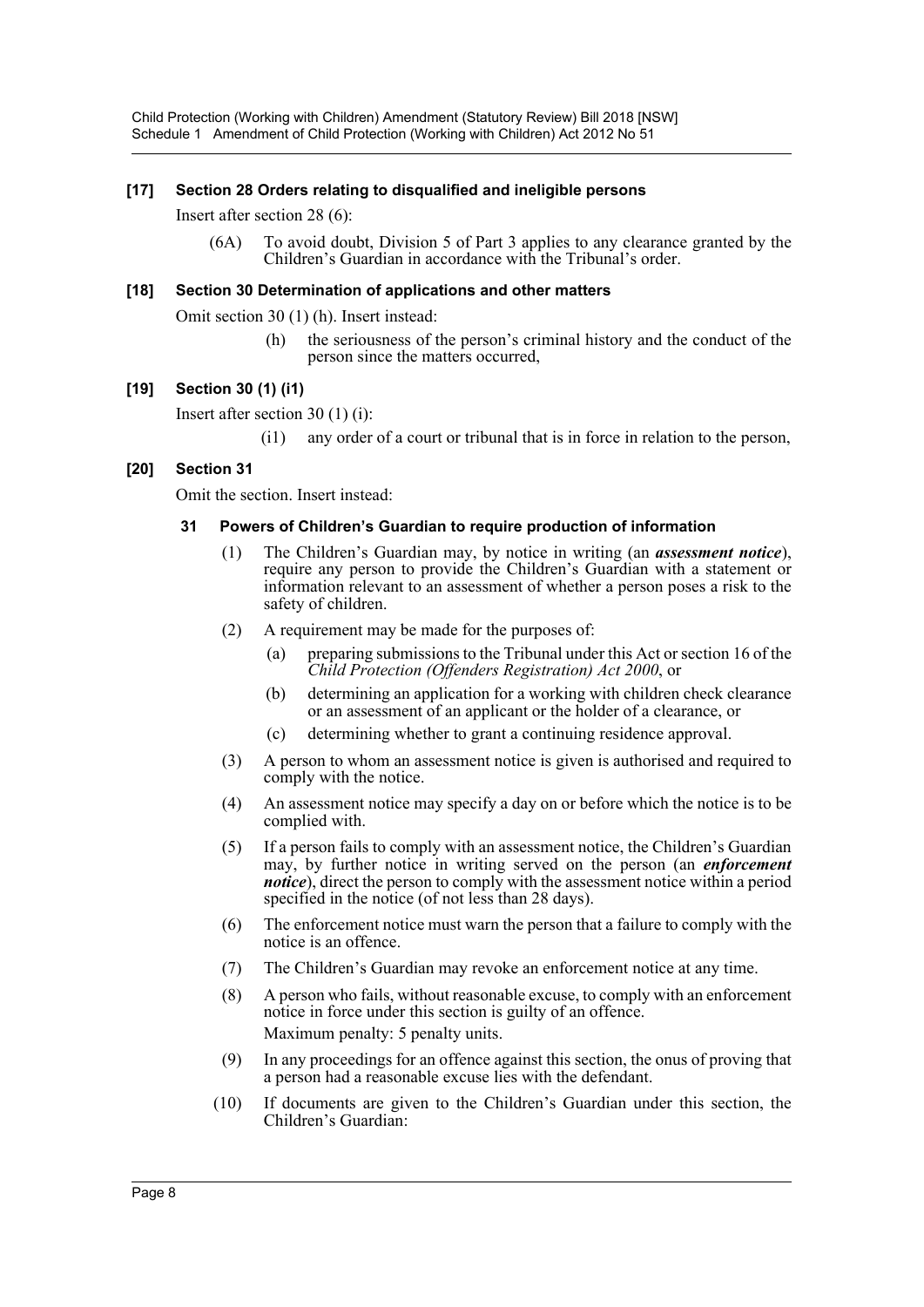### [17] Section 28 Orders relating to disqualified and ineligible persons

Insert after section 28 (6):

(6A) To avoid doubt, Division 5 of Part 3 applies to any clearance granted by the Children's Guardian in accordance with the Tribunal's order.

### [18] Section 30 Determination of applications and other matters

Omit section 30 (1) (h). Insert instead:

(h) the seriousness of the person's criminal history and the conduct of the person since the matters occurred,

### [19] Section 30 (1) (i1)

Insert after section 30 (1) (i):

(i1) any order of a court or tribunal that is in force in relation to the person,

### [20] Section 31

Omit the section. Insert instead:

#### 31 Powers of Children's Guardian to require production of information

(1) The Children's Guardian may, by notice in writing (an ***assessment notice***), require any person to provide the Children's Guardian with a statement or information relevant to an assessment of whether a person poses a risk to the safety of children.

(2) A requirement may be made for the purposes of:

(a) preparing submissions to the Tribunal under this Act or section 16 of the *Child Protection (Offenders Registration) Act 2000*, or

(b) determining an application for a working with children check clearance or an assessment of an applicant or the holder of a clearance, or

(c) determining whether to grant a continuing residence approval.

(3) A person to whom an assessment notice is given is authorised and required to comply with the notice.

(4) An assessment notice may specify a day on or before which the notice is to be complied with.

(5) If a person fails to comply with an assessment notice, the Children's Guardian may, by further notice in writing served on the person (an ***enforcement notice***), direct the person to comply with the assessment notice within a period specified in the notice (of not less than 28 days).

(6) The enforcement notice must warn the person that a failure to comply with the notice is an offence.

(7) The Children's Guardian may revoke an enforcement notice at any time.

(8) A person who fails, without reasonable excuse, to comply with an enforcement notice in force under this section is guilty of an offence.

Maximum penalty: 5 penalty units.

(9) In any proceedings for an offence against this section, the onus of proving that a person had a reasonable excuse lies with the defendant.

(10) If documents are given to the Children's Guardian under this section, the Children's Guardian: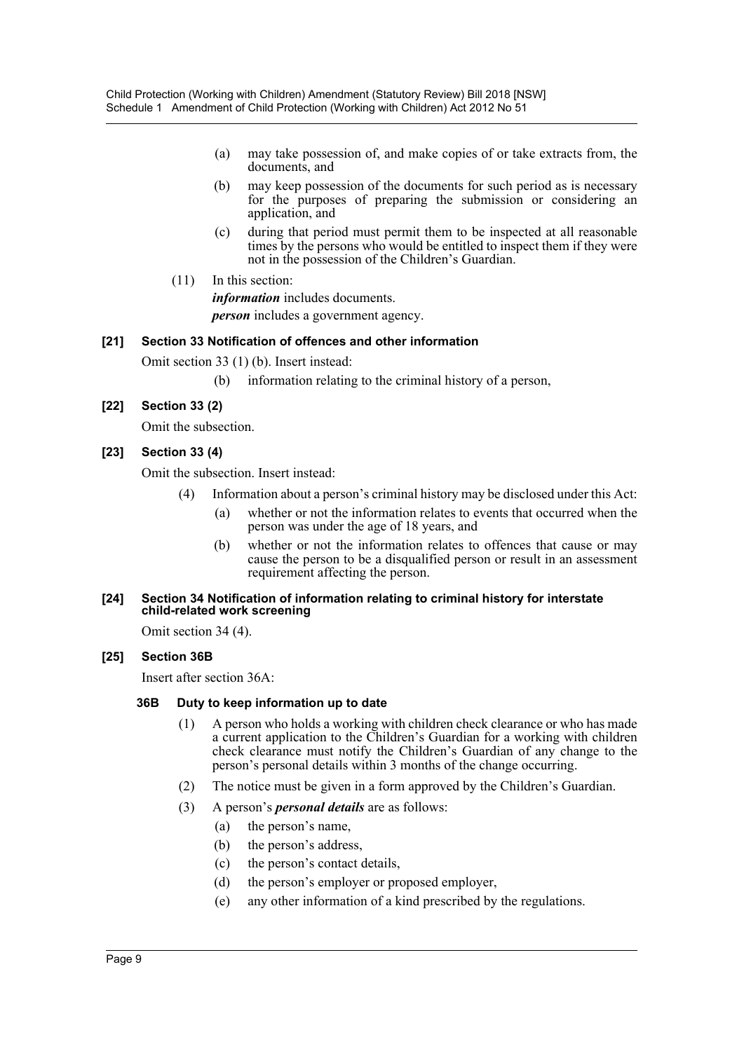(a) may take possession of, and make copies of or take extracts from, the documents, and

(b) may keep possession of the documents for such period as is necessary for the purposes of preparing the submission or considering an application, and

(c) during that period must permit them to be inspected at all reasonable times by the persons who would be entitled to inspect them if they were not in the possession of the Children's Guardian.

(11) In this section:

***information*** includes documents.

***person*** includes a government agency.

**[21] Section 33 Notification of offences and other information**

Omit section 33 (1) (b). Insert instead:

(b) information relating to the criminal history of a person,

**[22] Section 33 (2)**

Omit the subsection.

**[23] Section 33 (4)**

Omit the subsection. Insert instead:

(4) Information about a person's criminal history may be disclosed under this Act:

(a) whether or not the information relates to events that occurred when the person was under the age of 18 years, and

(b) whether or not the information relates to offences that cause or may cause the person to be a disqualified person or result in an assessment requirement affecting the person.

**[24] Section 34 Notification of information relating to criminal history for interstate child-related work screening**

Omit section 34 (4).

**[25] Section 36B**

Insert after section 36A:

**36B Duty to keep information up to date**

(1) A person who holds a working with children check clearance or who has made a current application to the Children's Guardian for a working with children check clearance must notify the Children's Guardian of any change to the person's personal details within 3 months of the change occurring.

(2) The notice must be given in a form approved by the Children's Guardian.

(3) A person's ***personal details*** are as follows:

(a) the person's name,

(b) the person's address,

(c) the person's contact details,

(d) the person's employer or proposed employer,

(e) any other information of a kind prescribed by the regulations.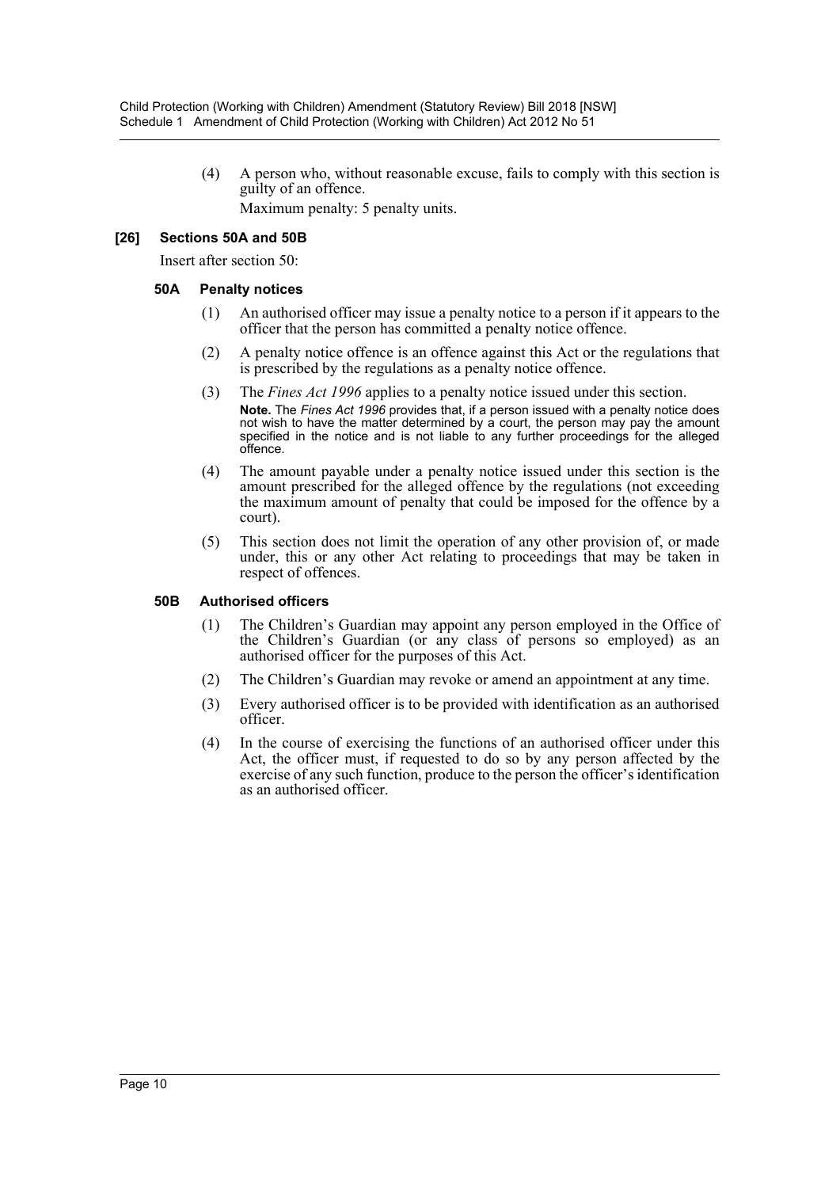(4) A person who, without reasonable excuse, fails to comply with this section is guilty of an offence.

Maximum penalty: 5 penalty units.

**[26] Sections 50A and 50B**

Insert after section 50:

**50A Penalty notices**

(1) An authorised officer may issue a penalty notice to a person if it appears to the officer that the person has committed a penalty notice offence.

(2) A penalty notice offence is an offence against this Act or the regulations that is prescribed by the regulations as a penalty notice offence.

(3) The *Fines Act 1996* applies to a penalty notice issued under this section.

**Note.** The *Fines Act 1996* provides that, if a person issued with a penalty notice does not wish to have the matter determined by a court, the person may pay the amount specified in the notice and is not liable to any further proceedings for the alleged offence.

(4) The amount payable under a penalty notice issued under this section is the amount prescribed for the alleged offence by the regulations (not exceeding the maximum amount of penalty that could be imposed for the offence by a court).

(5) This section does not limit the operation of any other provision of, or made under, this or any other Act relating to proceedings that may be taken in respect of offences.

**50B Authorised officers**

(1) The Children's Guardian may appoint any person employed in the Office of the Children's Guardian (or any class of persons so employed) as an authorised officer for the purposes of this Act.

(2) The Children's Guardian may revoke or amend an appointment at any time.

(3) Every authorised officer is to be provided with identification as an authorised officer.

(4) In the course of exercising the functions of an authorised officer under this Act, the officer must, if requested to do so by any person affected by the exercise of any such function, produce to the person the officer's identification as an authorised officer.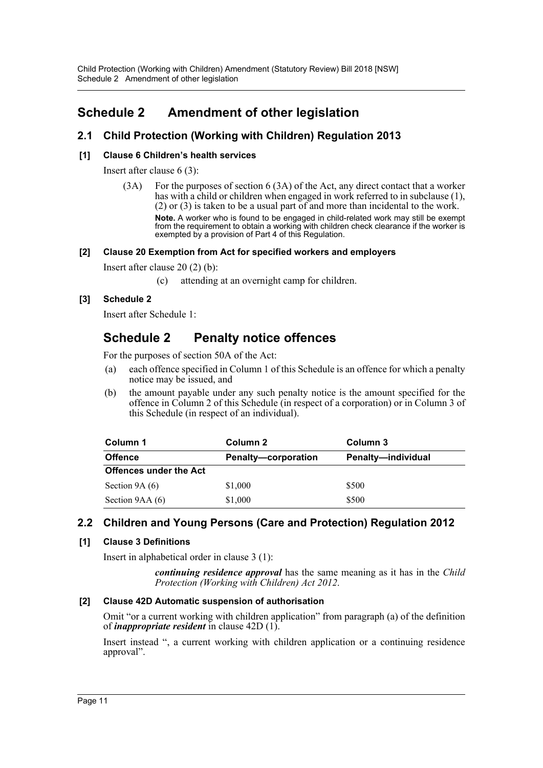# Schedule 2 Amendment of other legislation

## 2.1 Child Protection (Working with Children) Regulation 2013

### [1] Clause 6 Children's health services

Insert after clause 6 (3):

> (3A) For the purposes of section 6 (3A) of the Act, any direct contact that a worker has with a child or children when engaged in work referred to in subclause (1), (2) or (3) is taken to be a usual part of and more than incidental to the work.
>
> **Note.** A worker who is found to be engaged in child-related work may still be exempt from the requirement to obtain a working with children check clearance if the worker is exempted by a provision of Part 4 of this Regulation.

### [2] Clause 20 Exemption from Act for specified workers and employers

Insert after clause 20 (2) (b):

> (c) attending at an overnight camp for children.

### [3] Schedule 2

Insert after Schedule 1:

## Schedule 2 Penalty notice offences

For the purposes of section 50A of the Act:

(a) each offence specified in Column 1 of this Schedule is an offence for which a penalty notice may be issued, and

(b) the amount payable under any such penalty notice is the amount specified for the offence in Column 2 of this Schedule (in respect of a corporation) or in Column 3 of this Schedule (in respect of an individual).

| Column 1 | Column 2 | Column 3 |
| --- | --- | --- |
| **Offence** | **Penalty—corporation** | **Penalty—individual** |
| **Offences under the Act** | | |
| Section 9A (6) | \$1,000 | \$500 |
| Section 9AA (6) | \$1,000 | \$500 |

## 2.2 Children and Young Persons (Care and Protection) Regulation 2012

### [1] Clause 3 Definitions

Insert in alphabetical order in clause 3 (1):

> ***continuing residence approval*** has the same meaning as it has in the *Child Protection (Working with Children) Act 2012*.

### [2] Clause 42D Automatic suspension of authorisation

Omit "or a current working with children application" from paragraph (a) of the definition of ***inappropriate resident*** in clause 42D (1).

Insert instead ", a current working with children application or a continuing residence approval".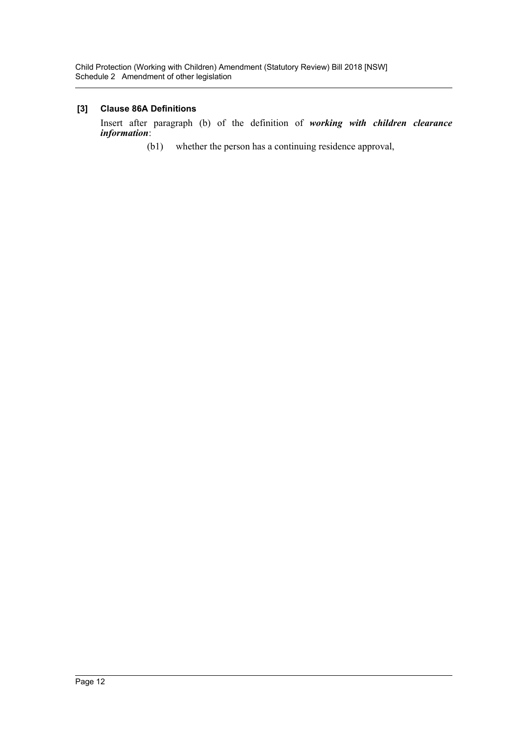### [3] Clause 86A Definitions

Insert after paragraph (b) of the definition of ***working with children clearance information***:

(b1) whether the person has a continuing residence approval,